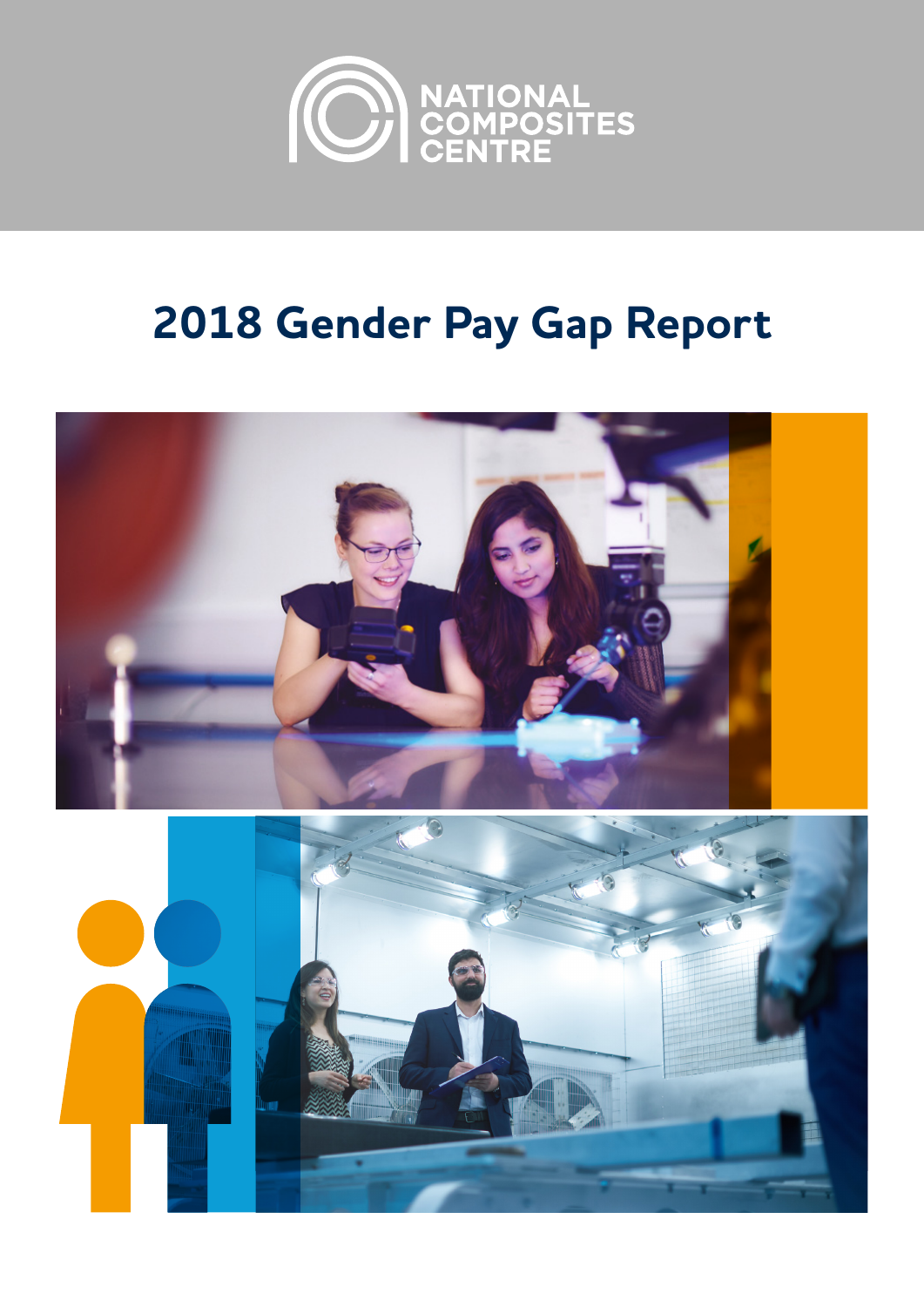NATIONAL COMPOSITES CENTRE

# 2018 Gender Pay Gap Report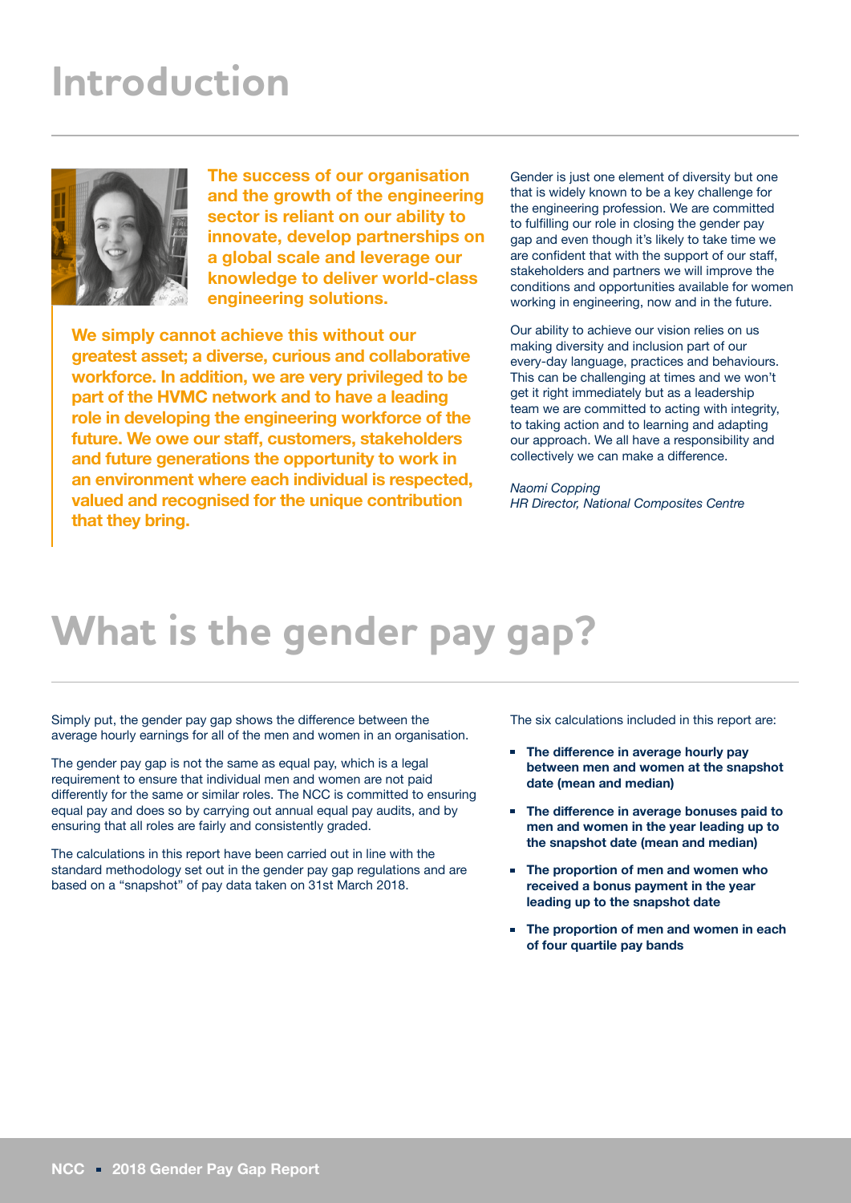# Introduction

**The success of our organisation and the growth of the engineering sector is reliant on our ability to innovate, develop partnerships on a global scale and leverage our knowledge to deliver world-class engineering solutions.**

**We simply cannot achieve this without our greatest asset; a diverse, curious and collaborative workforce. In addition, we are very privileged to be part of the HVMC network and to have a leading role in developing the engineering workforce of the future. We owe our staff, customers, stakeholders and future generations the opportunity to work in an environment where each individual is respected, valued and recognised for the unique contribution that they bring.**

Gender is just one element of diversity but one that is widely known to be a key challenge for the engineering profession. We are committed to fulfilling our role in closing the gender pay gap and even though it's likely to take time we are confident that with the support of our staff, stakeholders and partners we will improve the conditions and opportunities available for women working in engineering, now and in the future.

Our ability to achieve our vision relies on us making diversity and inclusion part of our every-day language, practices and behaviours. This can be challenging at times and we won't get it right immediately but as a leadership team we are committed to acting with integrity, to taking action and to learning and adapting our approach. We all have a responsibility and collectively we can make a difference.

*Naomi Copping*
*HR Director, National Composites Centre*

# What is the gender pay gap?

Simply put, the gender pay gap shows the difference between the average hourly earnings for all of the men and women in an organisation.

The gender pay gap is not the same as equal pay, which is a legal requirement to ensure that individual men and women are not paid differently for the same or similar roles. The NCC is committed to ensuring equal pay and does so by carrying out annual equal pay audits, and by ensuring that all roles are fairly and consistently graded.

The calculations in this report have been carried out in line with the standard methodology set out in the gender pay gap regulations and are based on a "snapshot" of pay data taken on 31st March 2018.

The six calculations included in this report are:

- **The difference in average hourly pay between men and women at the snapshot date (mean and median)**
- **The difference in average bonuses paid to men and women in the year leading up to the snapshot date (mean and median)**
- **The proportion of men and women who received a bonus payment in the year leading up to the snapshot date**
- **The proportion of men and women in each of four quartile pay bands**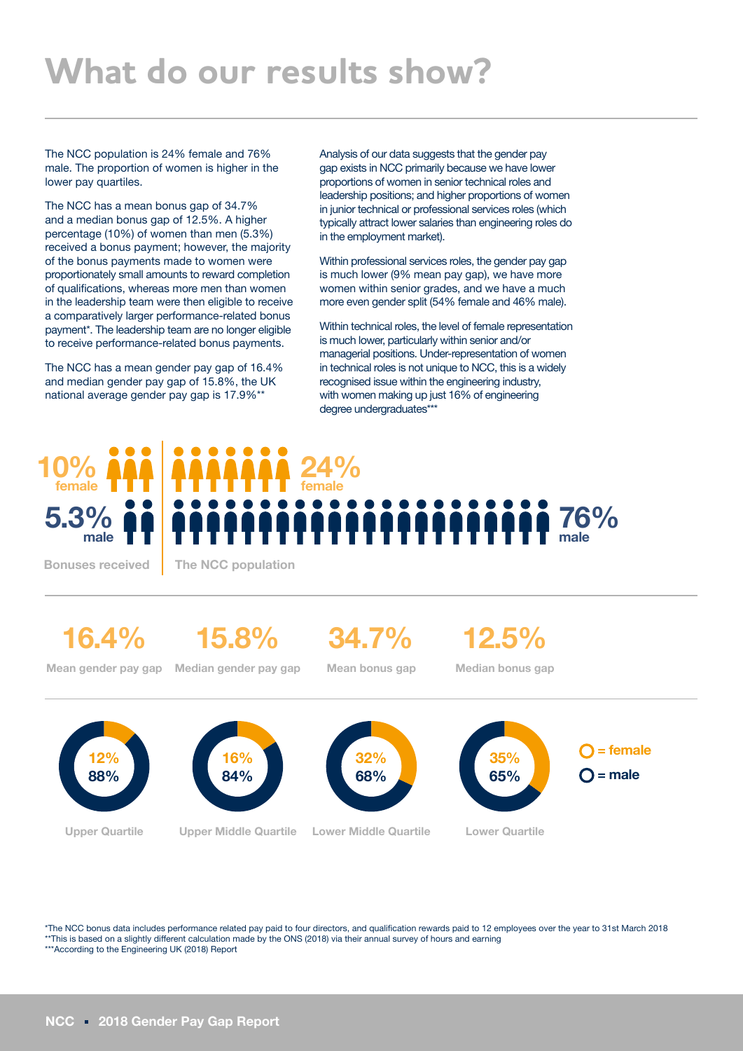# What do our results show?

The NCC population is 24% female and 76% male. The proportion of women is higher in the lower pay quartiles.

The NCC has a mean bonus gap of 34.7% and a median bonus gap of 12.5%. A higher percentage (10%) of women than men (5.3%) received a bonus payment; however, the majority of the bonus payments made to women were proportionately small amounts to reward completion of qualifications, whereas more men than women in the leadership team were then eligible to receive a comparatively larger performance-related bonus payment*. The leadership team are no longer eligible to receive performance-related bonus payments.

The NCC has a mean gender pay gap of 16.4% and median gender pay gap of 15.8%, the UK national average gender pay gap is 17.9%**

Analysis of our data suggests that the gender pay gap exists in NCC primarily because we have lower proportions of women in senior technical roles and leadership positions; and higher proportions of women in junior technical or professional services roles (which typically attract lower salaries than engineering roles do in the employment market).

Within professional services roles, the gender pay gap is much lower (9% mean pay gap), we have more women within senior grades, and we have a much more even gender split (54% female and 46% male).

Within technical roles, the level of female representation is much lower, particularly within senior and/or managerial positions. Under-representation of women in technical roles is not unique to NCC, this is a widely recognised issue within the engineering industry, with women making up just 16% of engineering degree undergraduates***

**Bonuses received**

- 10% female
- 5.3% male

**The NCC population**

- 24% female
- 76% male

| 16.4% | 15.8% | 34.7% | 12.5% |
|---|---|---|---|
| Mean gender pay gap | Median gender pay gap | Mean bonus gap | Median bonus gap |

| | Upper Quartile | Upper Middle Quartile | Lower Middle Quartile | Lower Quartile |
|---|---|---|---|---|
| female | 12% | 16% | 32% | 35% |
| male | 88% | 84% | 68% | 65% |

*The NCC bonus data includes performance related pay paid to four directors, and qualification rewards paid to 12 employees over the year to 31st March 2018
**This is based on a slightly different calculation made by the ONS (2018) via their annual survey of hours and earning
***According to the Engineering UK (2018) Report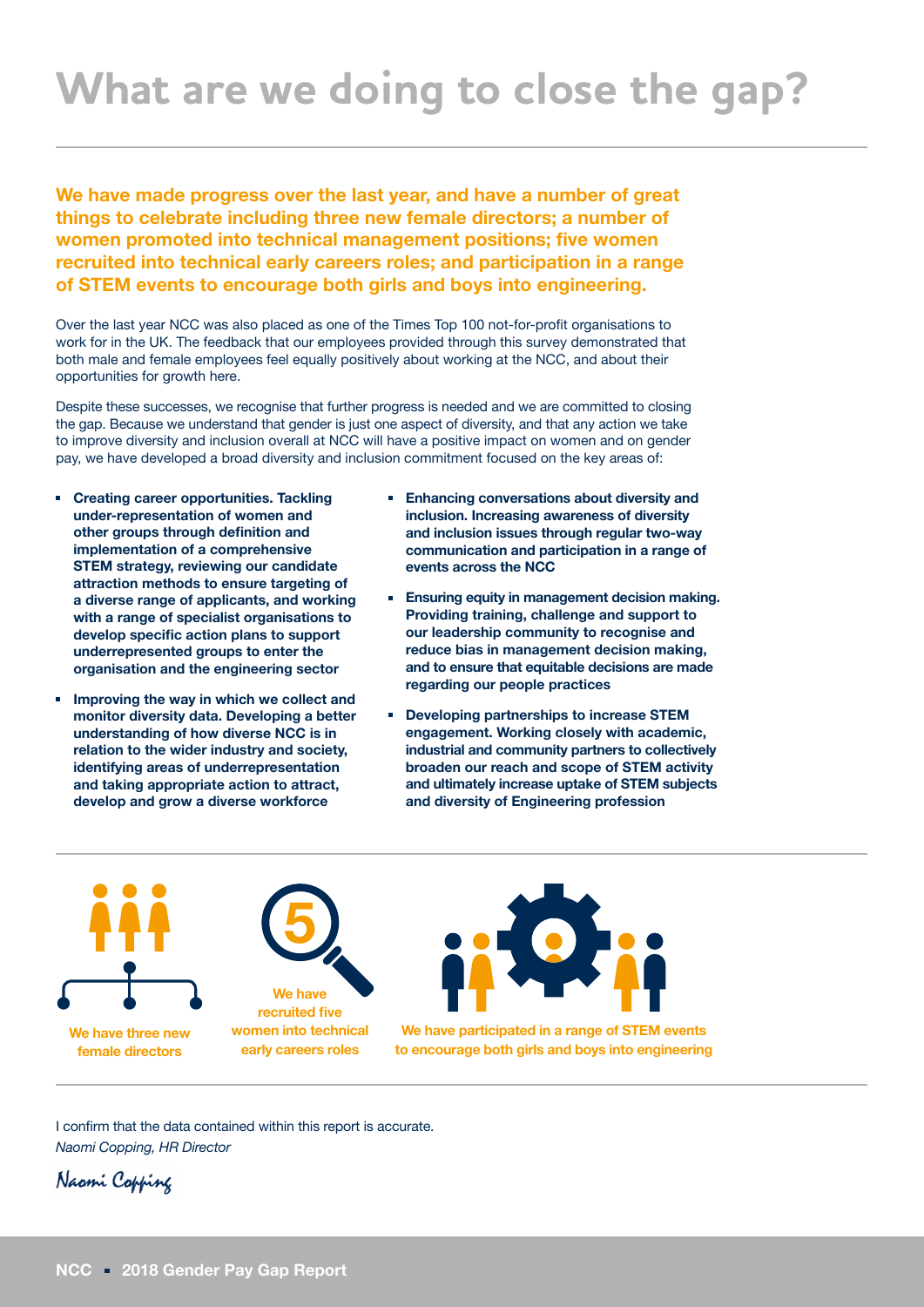# What are we doing to close the gap?

**We have made progress over the last year, and have a number of great things to celebrate including three new female directors; a number of women promoted into technical management positions; five women recruited into technical early careers roles; and participation in a range of STEM events to encourage both girls and boys into engineering.**

Over the last year NCC was also placed as one of the Times Top 100 not-for-profit organisations to work for in the UK. The feedback that our employees provided through this survey demonstrated that both male and female employees feel equally positively about working at the NCC, and about their opportunities for growth here.

Despite these successes, we recognise that further progress is needed and we are committed to closing the gap. Because we understand that gender is just one aspect of diversity, and that any action we take to improve diversity and inclusion overall at NCC will have a positive impact on women and on gender pay, we have developed a broad diversity and inclusion commitment focused on the key areas of:

- **Creating career opportunities. Tackling under-representation of women and other groups through definition and implementation of a comprehensive STEM strategy, reviewing our candidate attraction methods to ensure targeting of a diverse range of applicants, and working with a range of specialist organisations to develop specific action plans to support underrepresented groups to enter the organisation and the engineering sector**
- **Improving the way in which we collect and monitor diversity data. Developing a better understanding of how diverse NCC is in relation to the wider industry and society, identifying areas of underrepresentation and taking appropriate action to attract, develop and grow a diverse workforce**
- **Enhancing conversations about diversity and inclusion. Increasing awareness of diversity and inclusion issues through regular two-way communication and participation in a range of events across the NCC**
- **Ensuring equity in management decision making. Providing training, challenge and support to our leadership community to recognise and reduce bias in management decision making, and to ensure that equitable decisions are made regarding our people practices**
- **Developing partnerships to increase STEM engagement. Working closely with academic, industrial and community partners to collectively broaden our reach and scope of STEM activity and ultimately increase uptake of STEM subjects and diversity of Engineering profession**

**We have three new female directors**

5

**We have recruited five women into technical early careers roles**

**We have participated in a range of STEM events to encourage both girls and boys into engineering**

I confirm that the data contained within this report is accurate.
*Naomi Copping, HR Director*

*Naomi Copping*